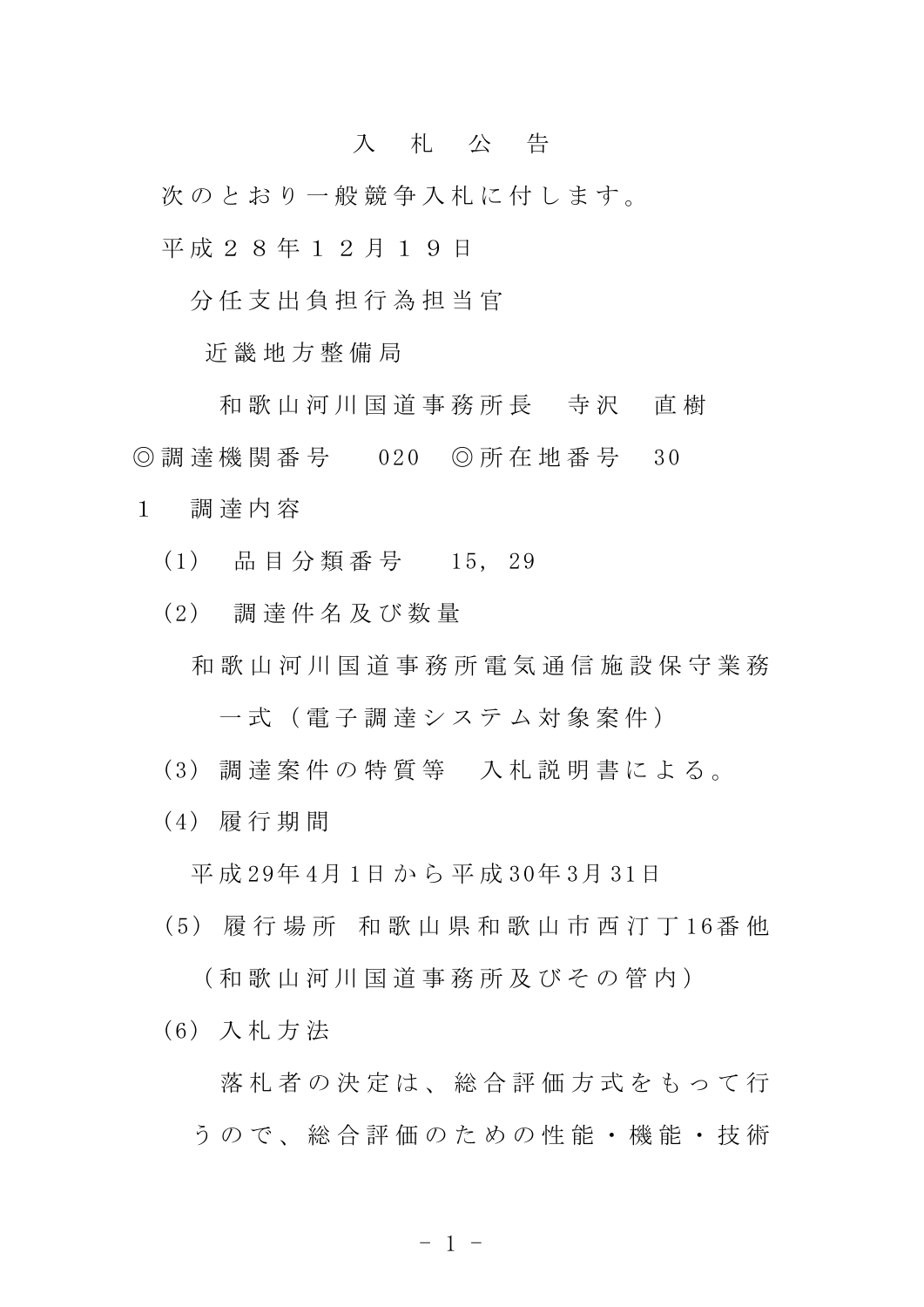# 入　札　公　告

次のとおり一般競争入札に付します。

平成２８年１２月１９日

分任支出負担行為担当官

近畿地方整備局

和歌山河川国道事務所長　寺沢　直樹

◎調達機関番号　020　◎所在地番号　30

1　調達内容

(1)　品目分類番号　15, 29

(2)　調達件名及び数量

和歌山河川国道事務所電気通信施設保守業務一式（電子調達システム対象案件）

(3) 調達案件の特質等　入札説明書による。

(4) 履行期間

平成29年4月1日から平成30年3月31日

(5) 履行場所　和歌山県和歌山市西汀丁16番他（和歌山河川国道事務所及びその管内）

(6) 入札方法

落札者の決定は、総合評価方式をもって行うので、総合評価のための性能・機能・技術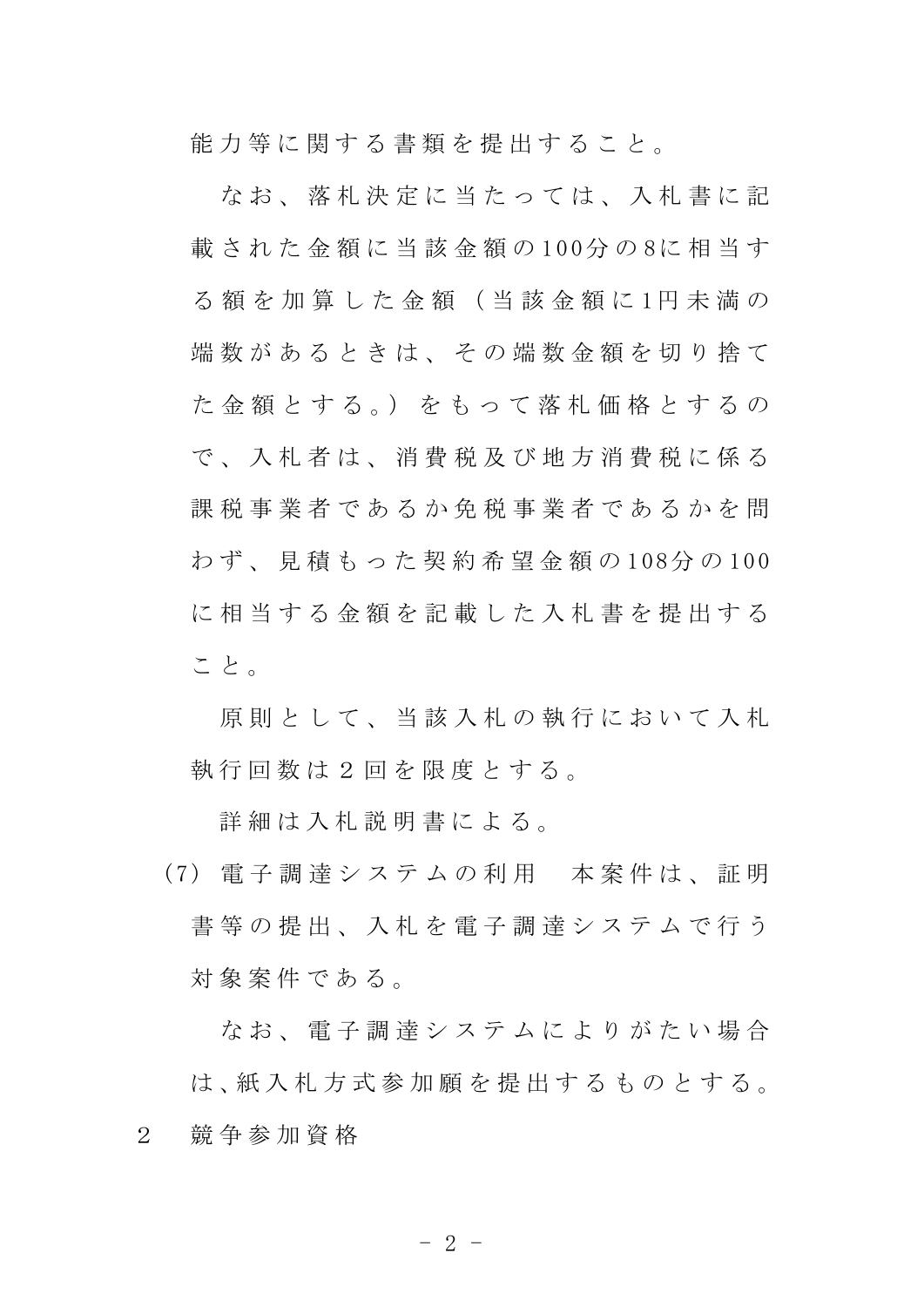能力等に関する書類を提出すること。

なお、落札決定に当たっては、入札書に記載された金額に当該金額の100分の8に相当する額を加算した金額（当該金額に1円未満の端数があるときは、その端数金額を切り捨てた金額とする。）をもって落札価格とするので、入札者は、消費税及び地方消費税に係る課税事業者であるか免税事業者であるかを問わず、見積もった契約希望金額の108分の100に相当する金額を記載した入札書を提出すること。

原則として、当該入札の執行において入札執行回数は２回を限度とする。

詳細は入札説明書による。

(7) 電子調達システムの利用　本案件は、証明書等の提出、入札を電子調達システムで行う対象案件である。

なお、電子調達システムによりがたい場合は、紙入札方式参加願を提出するものとする。

2　競争参加資格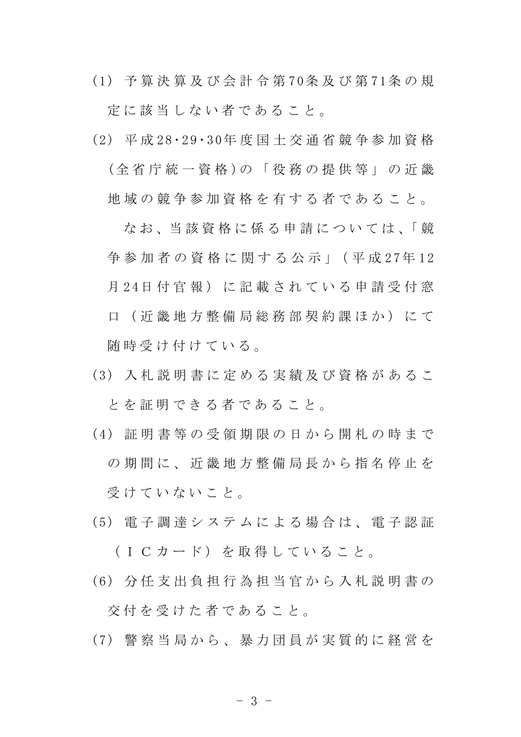(1) 予算決算及び会計令第70条及び第71条の規定に該当しない者であること。

(2) 平成28･29･30年度国土交通省競争参加資格(全省庁統一資格)の「役務の提供等」の近畿地域の競争参加資格を有する者であること。

なお、当該資格に係る申請については、「競争参加者の資格に関する公示」(平成27年12月24日付官報)に記載されている申請受付窓口(近畿地方整備局総務部契約課ほか)にて随時受け付けている。

(3) 入札説明書に定める実績及び資格があることを証明できる者であること。

(4) 証明書等の受領期限の日から開札の時までの期間に、近畿地方整備局長から指名停止を受けていないこと。

(5) 電子調達システムによる場合は、電子認証(ＩＣカード)を取得していること。

(6) 分任支出負担行為担当官から入札説明書の交付を受けた者であること。

(7) 警察当局から、暴力団員が実質的に経営を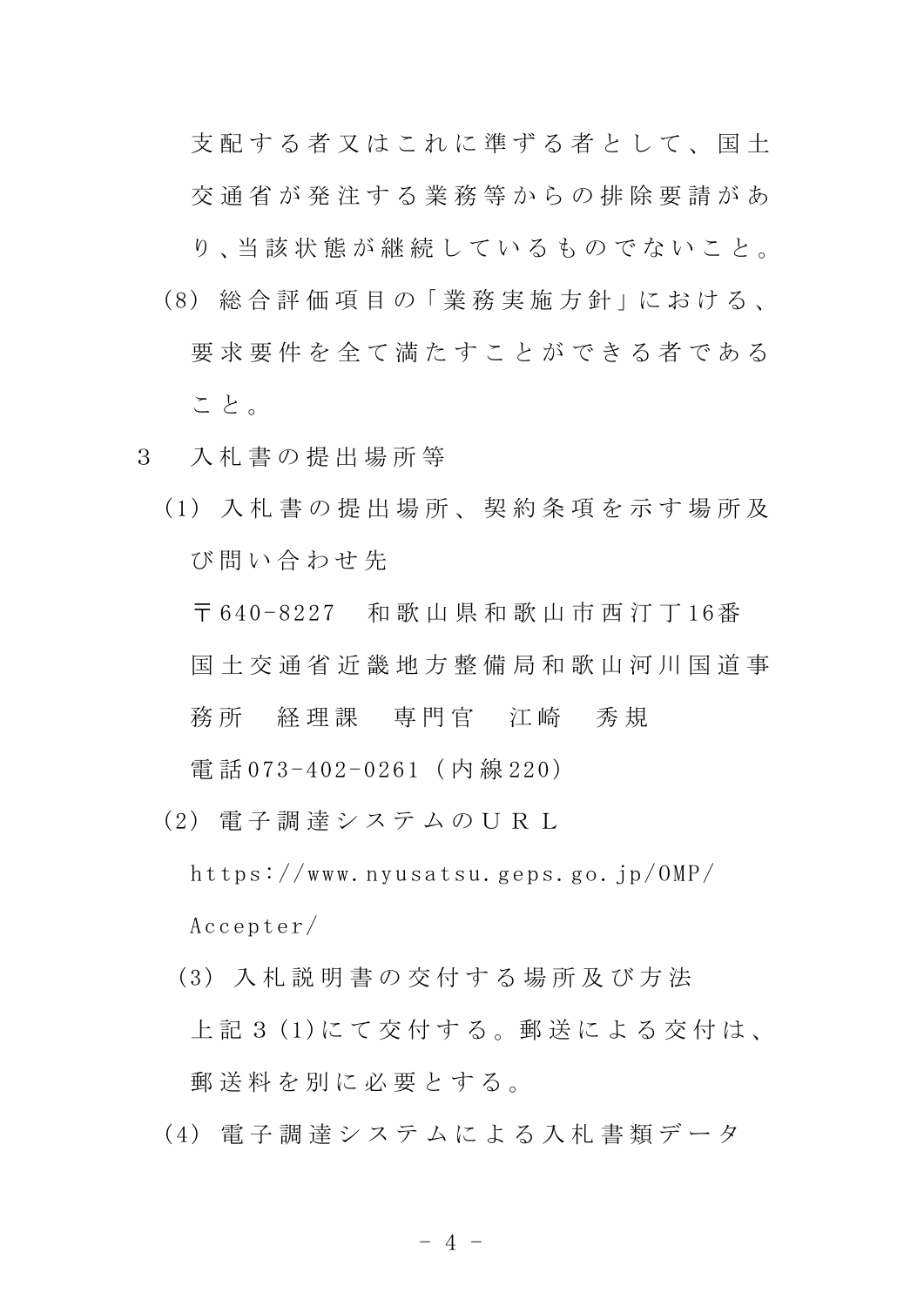支配する者又はこれに準ずる者として、国土交通省が発注する業務等からの排除要請があり、当該状態が継続しているものでないこと。

(8) 総合評価項目の「業務実施方針」における、要求要件を全て満たすことができる者であること。

3　入札書の提出場所等

(1) 入札書の提出場所、契約条項を示す場所及び問い合わせ先

〒640-8227　和歌山県和歌山市西汀丁16番
国土交通省近畿地方整備局和歌山河川国道事務所　経理課　専門官　江崎　秀規
電話073-402-0261（内線220）

(2) 電子調達システムのＵＲＬ

https://www.nyusatsu.geps.go.jp/OMP/Accepter/

(3) 入札説明書の交付する場所及び方法

上記３(1)にて交付する。郵送による交付は、郵送料を別に必要とする。

(4) 電子調達システムによる入札書類データ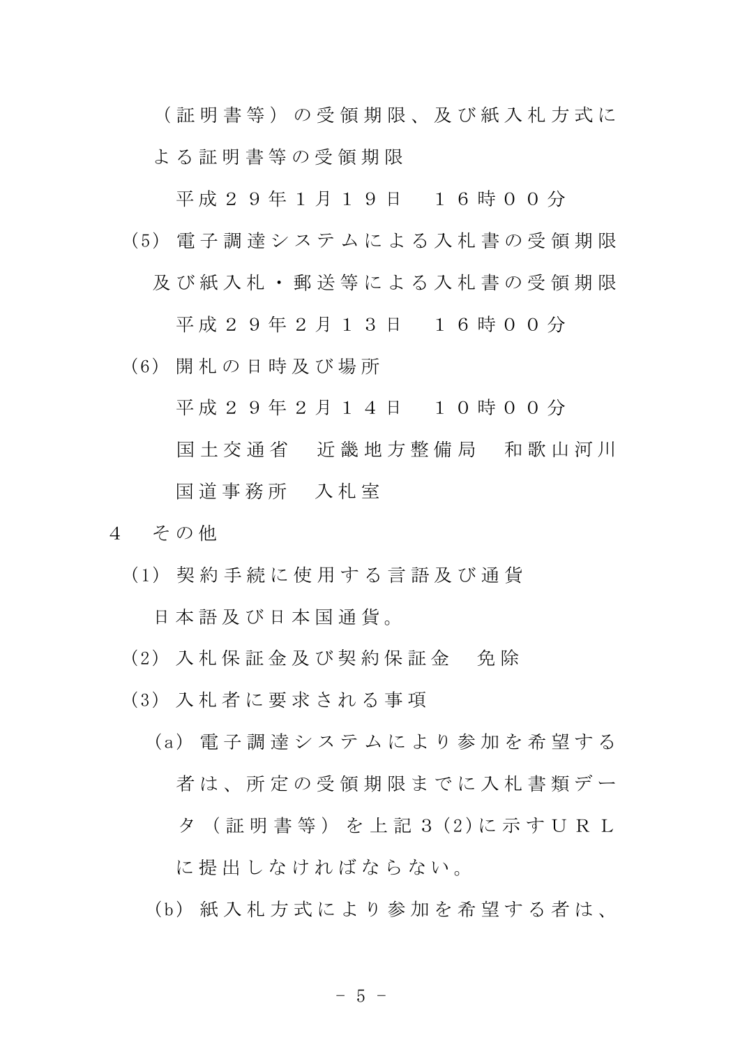（証明書等）の受領期限、及び紙入札方式による証明書等の受領期限

平成２９年１月１９日　１６時００分

(5) 電子調達システムによる入札書の受領期限及び紙入札・郵送等による入札書の受領期限

平成２９年２月１３日　１６時００分

(6) 開札の日時及び場所

平成２９年２月１４日　１０時００分

国土交通省　近畿地方整備局　和歌山河川国道事務所　入札室

４　その他

(1) 契約手続に使用する言語及び通貨

日本語及び日本国通貨。

(2) 入札保証金及び契約保証金　免除

(3) 入札者に要求される事項

(a) 電子調達システムにより参加を希望する者は、所定の受領期限までに入札書類データ（証明書等）を上記３(2)に示すＵＲＬに提出しなければならない。

(b) 紙入札方式により参加を希望する者は、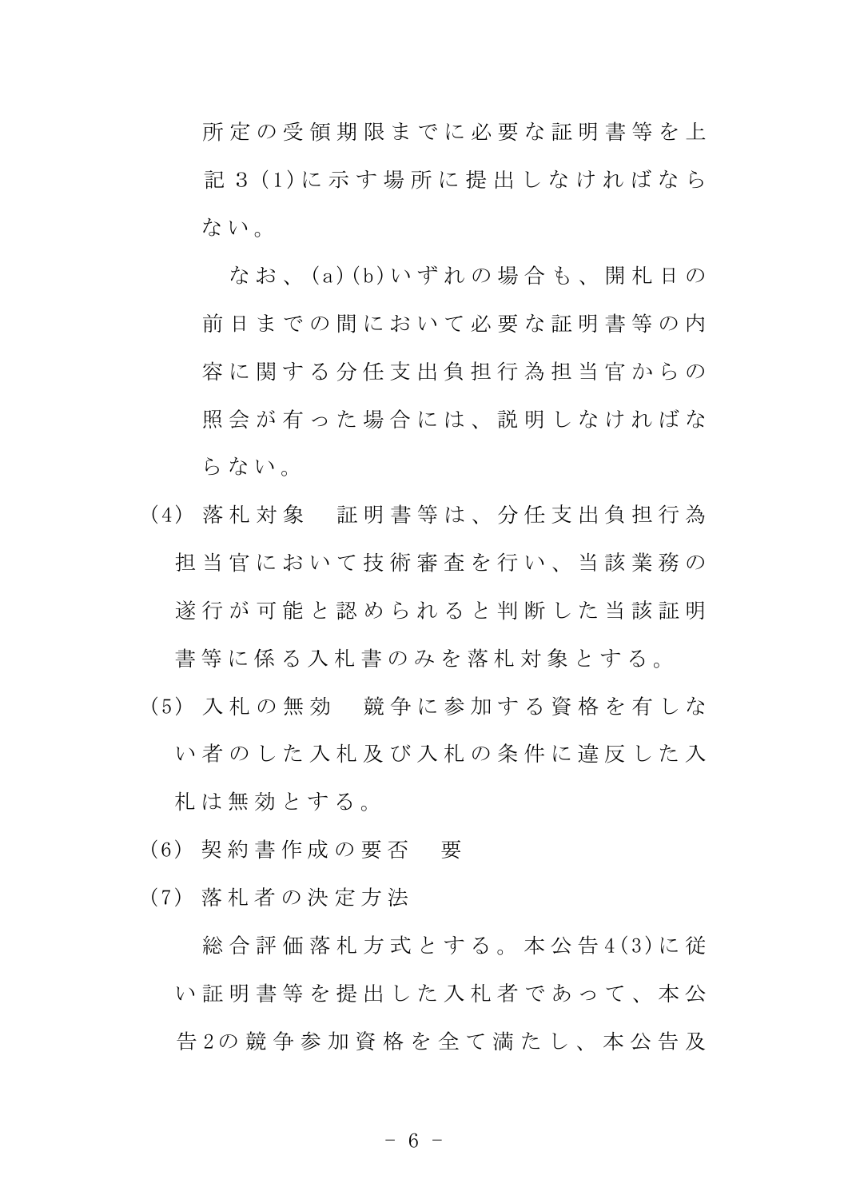所定の受領期限までに必要な証明書等を上記３(1)に示す場所に提出しなければならない。

なお、(a)(b)いずれの場合も、開札日の前日までの間において必要な証明書等の内容に関する分任支出負担行為担当官からの照会が有った場合には、説明しなければならない。

(4) 落札対象　証明書等は、分任支出負担行為担当官において技術審査を行い、当該業務の遂行が可能と認められると判断した当該証明書等に係る入札書のみを落札対象とする。

(5) 入札の無効　競争に参加する資格を有しない者のした入札及び入札の条件に違反した入札は無効とする。

(6) 契約書作成の要否　要

(7) 落札者の決定方法

総合評価落札方式とする。本公告4(3)に従い証明書等を提出した入札者であって、本公告2の競争参加資格を全て満たし、本公告及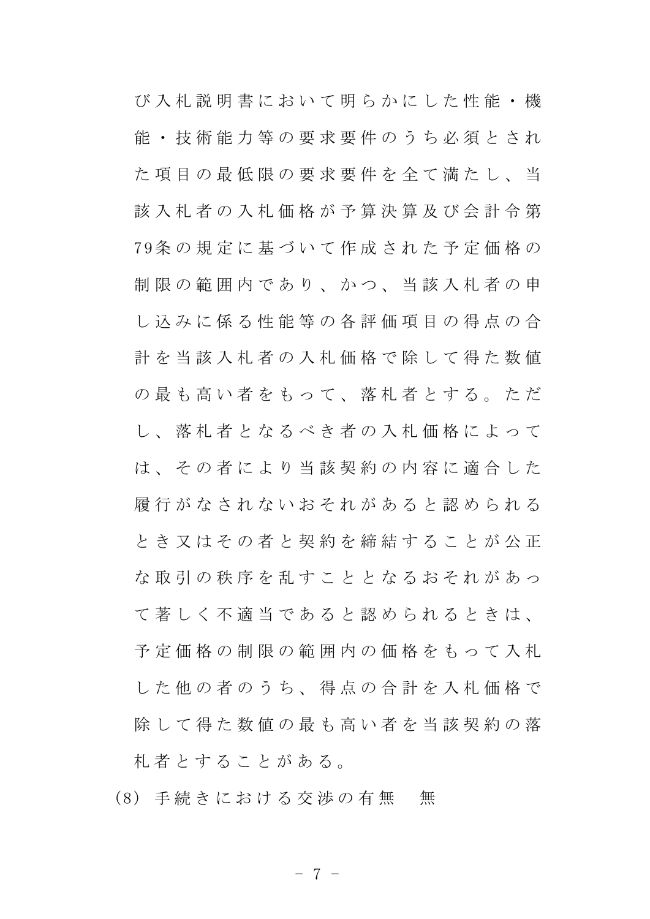び入札説明書において明らかにした性能・機能・技術能力等の要求要件のうち必須とされた項目の最低限の要求要件を全て満たし、当該入札者の入札価格が予算決算及び会計令第79条の規定に基づいて作成された予定価格の制限の範囲内であり、かつ、当該入札者の申し込みに係る性能等の各評価項目の得点の合計を当該入札者の入札価格で除して得た数値の最も高い者をもって、落札者とする。ただし、落札者となるべき者の入札価格によっては、その者により当該契約の内容に適合した履行がなされないおそれがあると認められるとき又はその者と契約を締結することが公正な取引の秩序を乱すこととなるおそれがあって著しく不適当であると認められるときは、予定価格の制限の範囲内の価格をもって入札した他の者のうち、得点の合計を入札価格で除して得た数値の最も高い者を当該契約の落札者とすることがある。

(8) 手続きにおける交渉の有無　無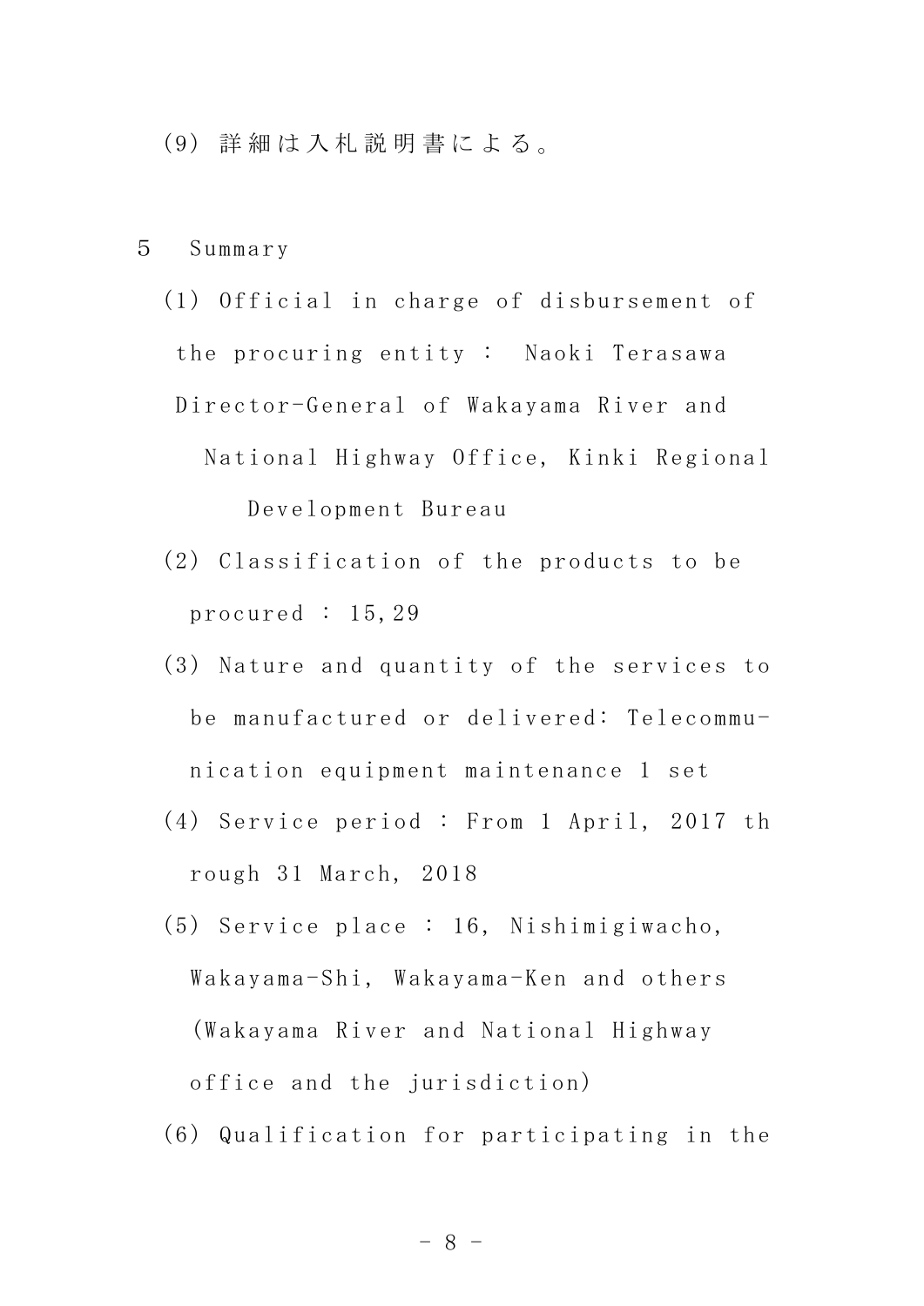(9) 詳細は入札説明書による。

５　Summary

(1) Official in charge of disbursement of the procuring entity : Naoki Terasawa Director-General of Wakayama River and National Highway Office, Kinki Regional Development Bureau

(2) Classification of the products to be procured : 15,29

(3) Nature and quantity of the services to be manufactured or delivered: Telecommunication equipment maintenance 1 set

(4) Service period : From 1 April, 2017 through 31 March, 2018

(5) Service place : 16, Nishimigiwacho, Wakayama-Shi, Wakayama-Ken and others (Wakayama River and National Highway office and the jurisdiction)

(6) Qualification for participating in the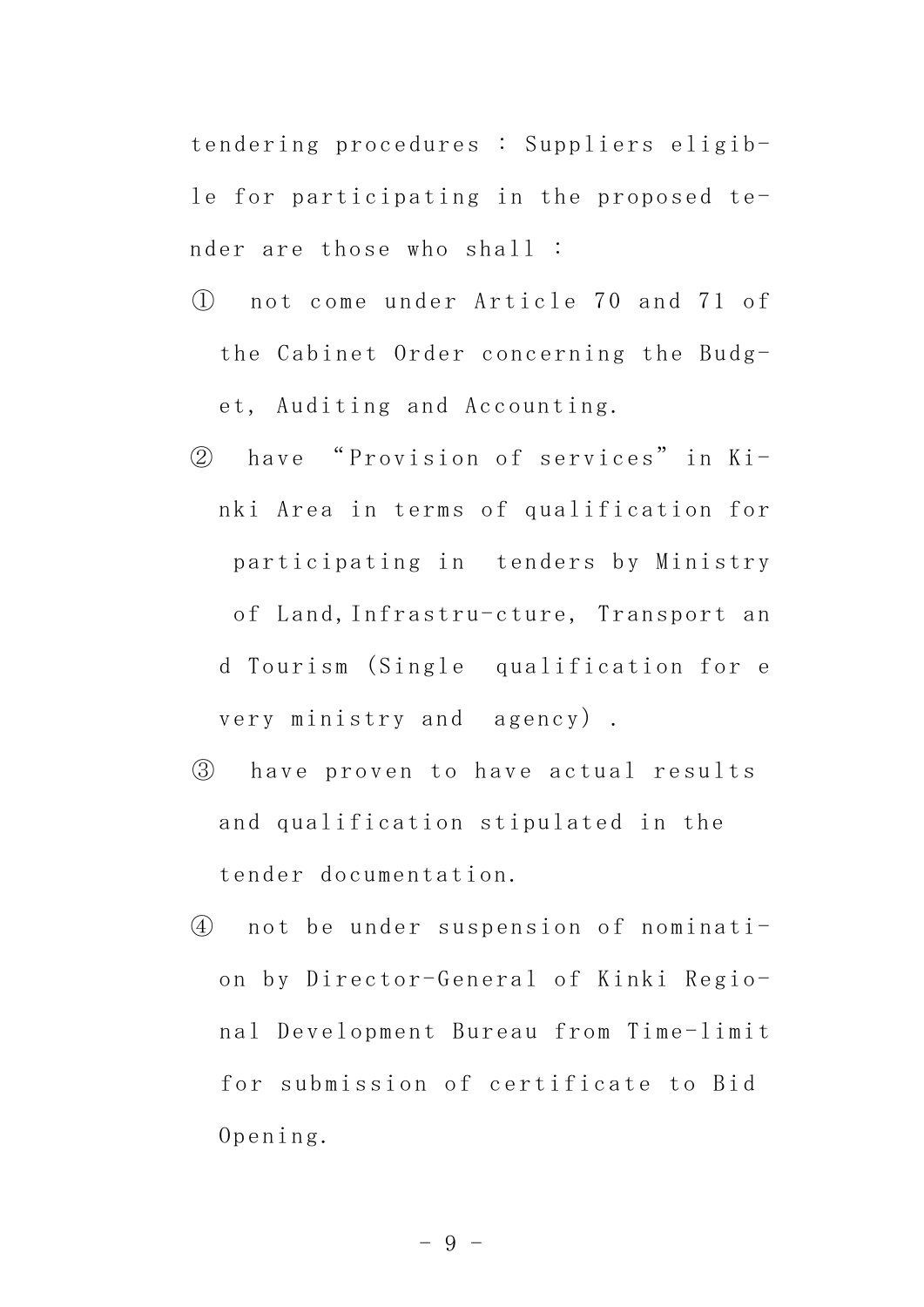tendering procedures : Suppliers eligible for participating in the proposed tender are those who shall :

① not come under Article 70 and 71 of the Cabinet Order concerning the Budget, Auditing and Accounting.

② have "Provision of services" in Kinki Area in terms of qualification for participating in tenders by Ministry of Land,Infrastru-cture, Transport and Tourism (Single qualification for every ministry and agency) .

③ have proven to have actual results and qualification stipulated in the tender documentation.

④ not be under suspension of nomination by Director-General of Kinki Regional Development Bureau from Time-limit for submission of certificate to Bid Opening.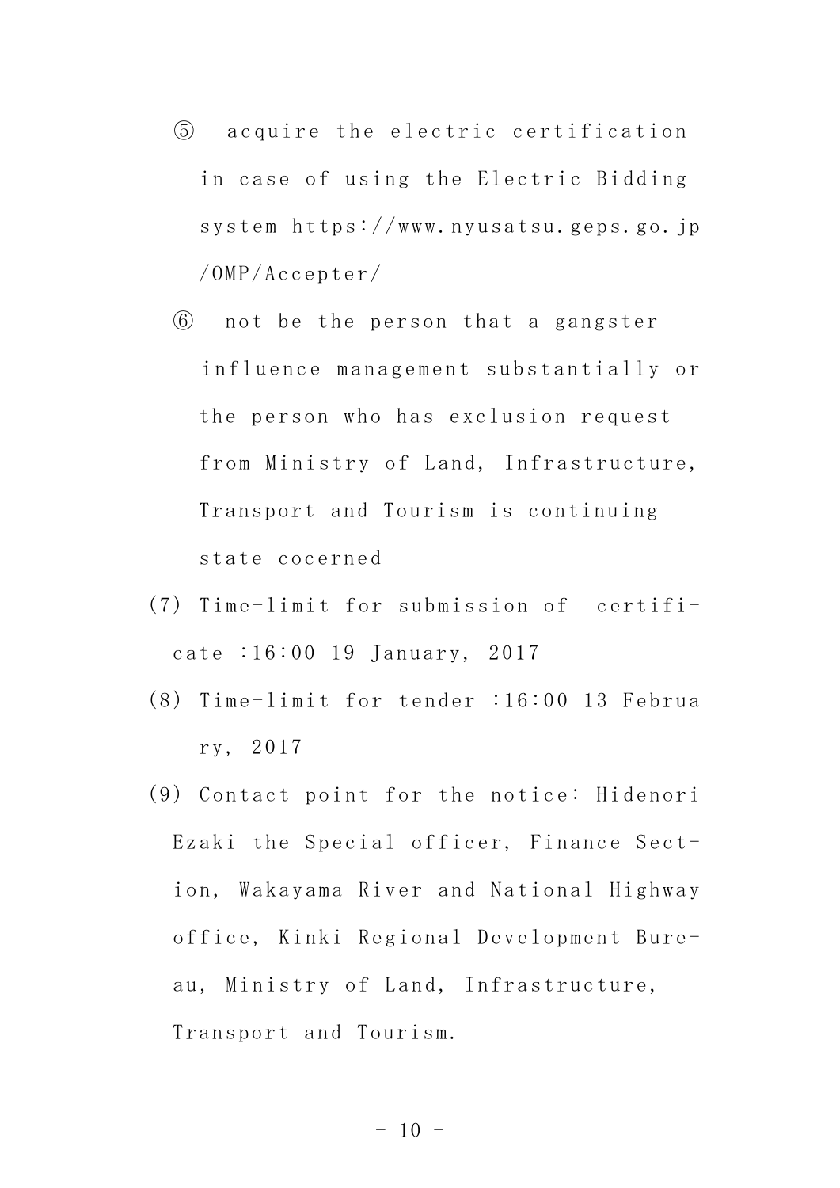⑤ acquire the electric certification in case of using the Electric Bidding system https://www.nyusatsu.geps.go.jp/OMP/Accepter/

⑥ not be the person that a gangster influence management substantially or the person who has exclusion request from Ministry of Land, Infrastructure, Transport and Tourism is continuing state cocerned

(7) Time-limit for submission of certificate :16:00 19 January, 2017

(8) Time-limit for tender :16:00 13 February, 2017

(9) Contact point for the notice: Hidenori Ezaki the Special officer, Finance Section, Wakayama River and National Highway office, Kinki Regional Development Bureau, Ministry of Land, Infrastructure, Transport and Tourism.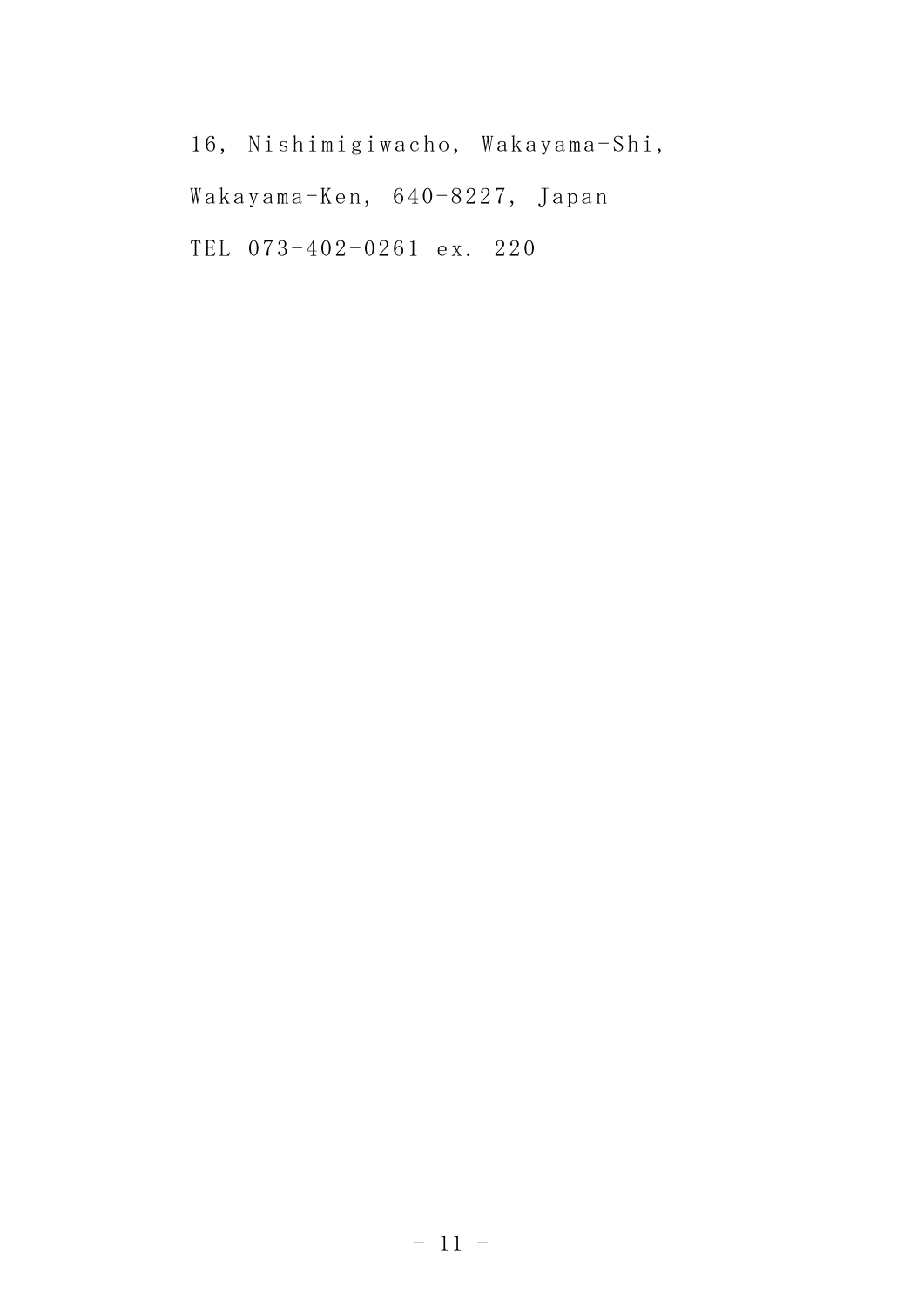16, Nishimigiwacho, Wakayama-Shi,

Wakayama-Ken, 640-8227, Japan

TEL 073-402-0261 ex. 220